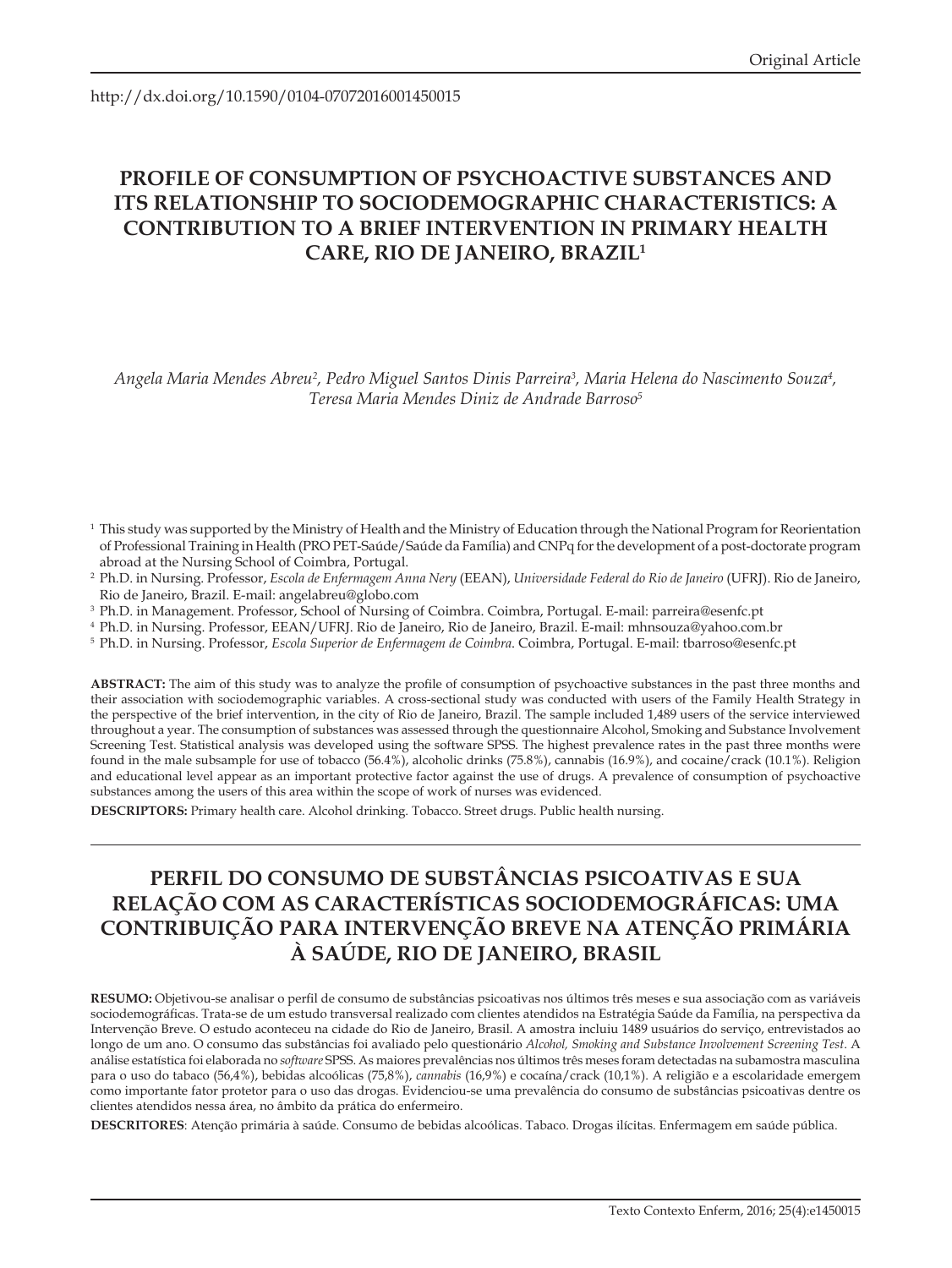Original Article

http://dx.doi.org/10.1590/0104-07072016001450015

# PROFILE OF CONSUMPTION OF PSYCHOACTIVE SUBSTANCES AND ITS RELATIONSHIP TO SOCIODEMOGRAPHIC CHARACTERISTICS: A CONTRIBUTION TO A BRIEF INTERVENTION IN PRIMARY HEALTH CARE, RIO DE JANEIRO, BRAZIL[1]

*Angela Maria Mendes Abreu[2], Pedro Miguel Santos Dinis Parreira[3], Maria Helena do Nascimento Souza[4], Teresa Maria Mendes Diniz de Andrade Barroso[5]*

[1] This study was supported by the Ministry of Health and the Ministry of Education through the National Program for Reorientation of Professional Training in Health (PRO PET-Saúde/Saúde da Família) and CNPq for the development of a post-doctorate program abroad at the Nursing School of Coimbra, Portugal.

[2] Ph.D. in Nursing. Professor, *Escola de Enfermagem Anna Nery* (EEAN), *Universidade Federal do Rio de Janeiro* (UFRJ). Rio de Janeiro, Rio de Janeiro, Brazil. E-mail: angelabreu@globo.com

[3] Ph.D. in Management. Professor, School of Nursing of Coimbra. Coimbra, Portugal. E-mail: parreira@esenfc.pt

[4] Ph.D. in Nursing. Professor, EEAN/UFRJ. Rio de Janeiro, Rio de Janeiro, Brazil. E-mail: mhnsouza@yahoo.com.br

[5] Ph.D. in Nursing. Professor, *Escola Superior de Enfermagem de Coimbra*. Coimbra, Portugal. E-mail: tbarroso@esenfc.pt

**ABSTRACT:** The aim of this study was to analyze the profile of consumption of psychoactive substances in the past three months and their association with sociodemographic variables. A cross-sectional study was conducted with users of the Family Health Strategy in the perspective of the brief intervention, in the city of Rio de Janeiro, Brazil. The sample included 1,489 users of the service interviewed throughout a year. The consumption of substances was assessed through the questionnaire Alcohol, Smoking and Substance Involvement Screening Test. Statistical analysis was developed using the software SPSS. The highest prevalence rates in the past three months were found in the male subsample for use of tobacco (56.4%), alcoholic drinks (75.8%), cannabis (16.9%), and cocaine/crack (10.1%). Religion and educational level appear as an important protective factor against the use of drugs. A prevalence of consumption of psychoactive substances among the users of this area within the scope of work of nurses was evidenced.

**DESCRIPTORS:** Primary health care. Alcohol drinking. Tobacco. Street drugs. Public health nursing.

# PERFIL DO CONSUMO DE SUBSTÂNCIAS PSICOATIVAS E SUA RELAÇÃO COM AS CARACTERÍSTICAS SOCIODEMOGRÁFICAS: UMA CONTRIBUIÇÃO PARA INTERVENÇÃO BREVE NA ATENÇÃO PRIMÁRIA À SAÚDE, RIO DE JANEIRO, BRASIL

**RESUMO:** Objetivou-se analisar o perfil de consumo de substâncias psicoativas nos últimos três meses e sua associação com as variáveis sociodemográficas. Trata-se de um estudo transversal realizado com clientes atendidos na Estratégia Saúde da Família, na perspectiva da Intervenção Breve. O estudo aconteceu na cidade do Rio de Janeiro, Brasil. A amostra incluiu 1489 usuários do serviço, entrevistados ao longo de um ano. O consumo das substâncias foi avaliado pelo questionário *Alcohol, Smoking and Substance Involvement Screening Test*. A análise estatística foi elaborada no *software* SPSS. As maiores prevalências nos últimos três meses foram detectadas na subamostra masculina para o uso do tabaco (56,4%), bebidas alcoólicas (75,8%), *cannabis* (16,9%) e cocaína/crack (10,1%). A religião e a escolaridade emergem como importante fator protetor para o uso das drogas. Evidenciou-se uma prevalência do consumo de substâncias psicoativas dentre os clientes atendidos nessa área, no âmbito da prática do enfermeiro.

**DESCRITORES**: Atenção primária à saúde. Consumo de bebidas alcoólicas. Tabaco. Drogas ilícitas. Enfermagem em saúde pública.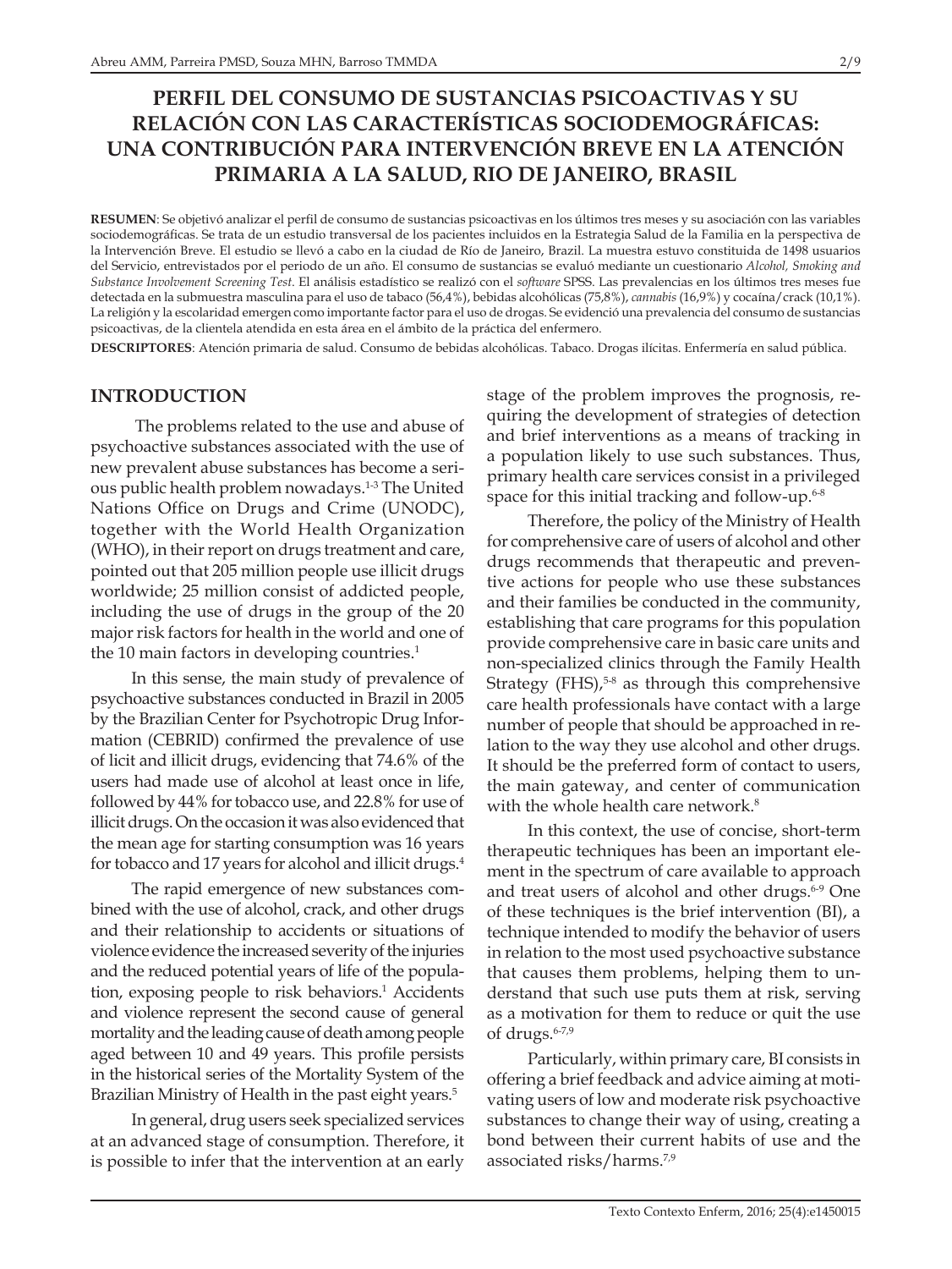# PERFIL DEL CONSUMO DE SUSTANCIAS PSICOACTIVAS Y SU RELACIÓN CON LAS CARACTERÍSTICAS SOCIODEMOGRÁFICAS: UNA CONTRIBUCIÓN PARA INTERVENCIÓN BREVE EN LA ATENCIÓN PRIMARIA A LA SALUD, RIO DE JANEIRO, BRASIL

**RESUMEN**: Se objetivó analizar el perfil de consumo de sustancias psicoactivas en los últimos tres meses y su asociación con las variables sociodemográficas. Se trata de un estudio transversal de los pacientes incluidos en la Estrategia Salud de la Familia en la perspectiva de la Intervención Breve. El estudio se llevó a cabo en la ciudad de Río de Janeiro, Brazil. La muestra estuvo constituida de 1498 usuarios del Servicio, entrevistados por el periodo de un año. El consumo de sustancias se evaluó mediante un cuestionario *Alcohol, Smoking and Substance Involvement Screening Test*. El análisis estadístico se realizó con el *software* SPSS. Las prevalencias en los últimos tres meses fue detectada en la submuestra masculina para el uso de tabaco (56,4%), bebidas alcohólicas (75,8%), *cannabis* (16,9%) y cocaína/crack (10,1%). La religión y la escolaridad emergen como importante factor para el uso de drogas. Se evidenció una prevalencia del consumo de sustancias psicoactivas, de la clientela atendida en esta área en el ámbito de la práctica del enfermero.

**DESCRIPTORES**: Atención primaria de salud. Consumo de bebidas alcohólicas. Tabaco. Drogas ilícitas. Enfermería en salud pública.

## INTRODUCTION

The problems related to the use and abuse of psychoactive substances associated with the use of new prevalent abuse substances has become a serious public health problem nowadays.[1-3] The United Nations Office on Drugs and Crime (UNODC), together with the World Health Organization (WHO), in their report on drugs treatment and care, pointed out that 205 million people use illicit drugs worldwide; 25 million consist of addicted people, including the use of drugs in the group of the 20 major risk factors for health in the world and one of the 10 main factors in developing countries.[1]

In this sense, the main study of prevalence of psychoactive substances conducted in Brazil in 2005 by the Brazilian Center for Psychotropic Drug Information (CEBRID) confirmed the prevalence of use of licit and illicit drugs, evidencing that 74.6% of the users had made use of alcohol at least once in life, followed by 44% for tobacco use, and 22.8% for use of illicit drugs. On the occasion it was also evidenced that the mean age for starting consumption was 16 years for tobacco and 17 years for alcohol and illicit drugs.[4]

The rapid emergence of new substances combined with the use of alcohol, crack, and other drugs and their relationship to accidents or situations of violence evidence the increased severity of the injuries and the reduced potential years of life of the population, exposing people to risk behaviors.[1] Accidents and violence represent the second cause of general mortality and the leading cause of death among people aged between 10 and 49 years. This profile persists in the historical series of the Mortality System of the Brazilian Ministry of Health in the past eight years.[5]

In general, drug users seek specialized services at an advanced stage of consumption. Therefore, it is possible to infer that the intervention at an early stage of the problem improves the prognosis, requiring the development of strategies of detection and brief interventions as a means of tracking in a population likely to use such substances. Thus, primary health care services consist in a privileged space for this initial tracking and follow-up.[6-8]

Therefore, the policy of the Ministry of Health for comprehensive care of users of alcohol and other drugs recommends that therapeutic and preventive actions for people who use these substances and their families be conducted in the community, establishing that care programs for this population provide comprehensive care in basic care units and non-specialized clinics through the Family Health Strategy (FHS),[5-8] as through this comprehensive care health professionals have contact with a large number of people that should be approached in relation to the way they use alcohol and other drugs. It should be the preferred form of contact to users, the main gateway, and center of communication with the whole health care network.[8]

In this context, the use of concise, short-term therapeutic techniques has been an important element in the spectrum of care available to approach and treat users of alcohol and other drugs.[6-9] One of these techniques is the brief intervention (BI), a technique intended to modify the behavior of users in relation to the most used psychoactive substance that causes them problems, helping them to understand that such use puts them at risk, serving as a motivation for them to reduce or quit the use of drugs.[6-7,9]

Particularly, within primary care, BI consists in offering a brief feedback and advice aiming at motivating users of low and moderate risk psychoactive substances to change their way of using, creating a bond between their current habits of use and the associated risks/harms.[7,9]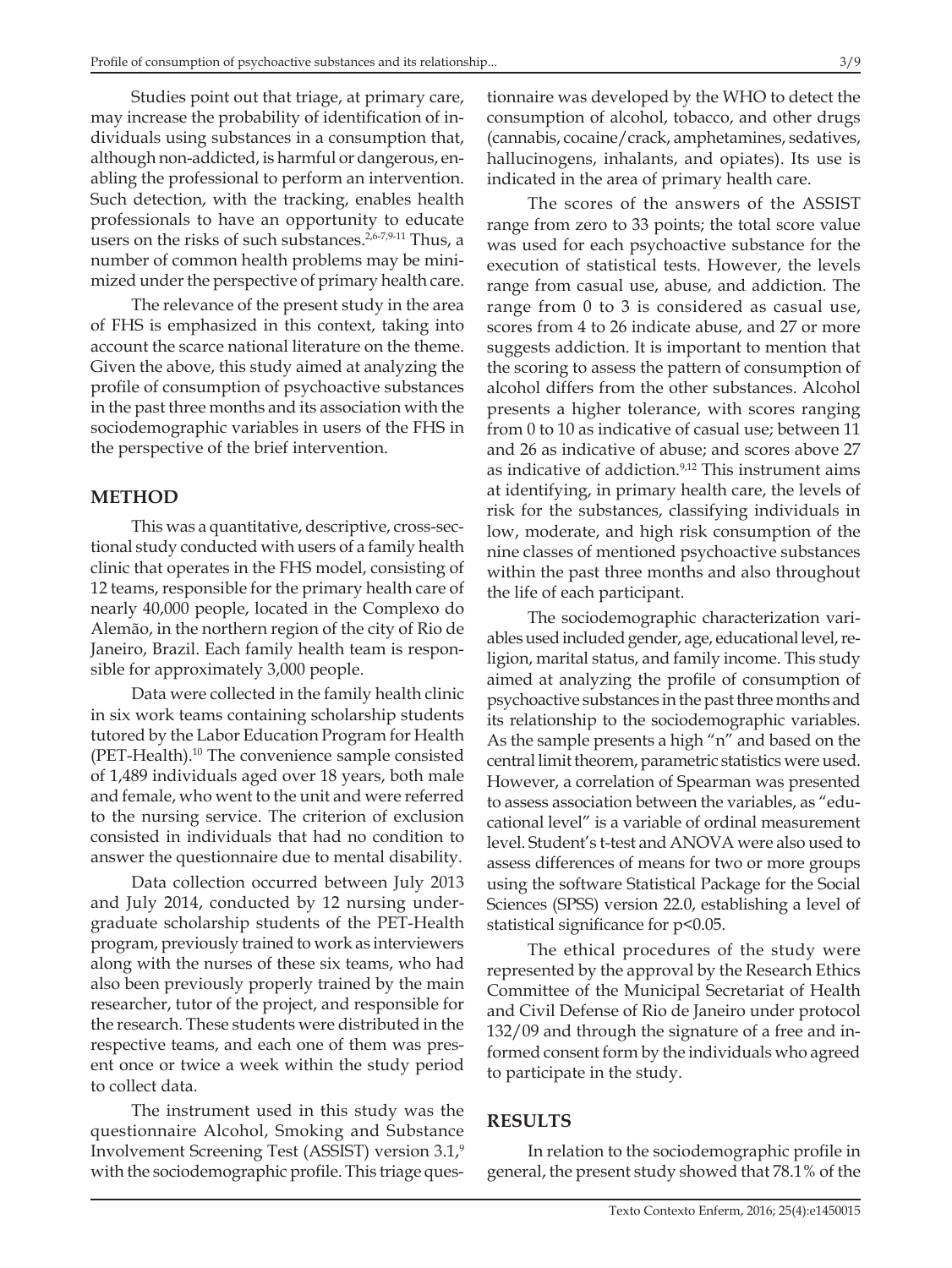Studies point out that triage, at primary care, may increase the probability of identification of individuals using substances in a consumption that, although non-addicted, is harmful or dangerous, enabling the professional to perform an intervention. Such detection, with the tracking, enables health professionals to have an opportunity to educate users on the risks of such substances.[2,6-7,9-11] Thus, a number of common health problems may be minimized under the perspective of primary health care.

The relevance of the present study in the area of FHS is emphasized in this context, taking into account the scarce national literature on the theme. Given the above, this study aimed at analyzing the profile of consumption of psychoactive substances in the past three months and its association with the sociodemographic variables in users of the FHS in the perspective of the brief intervention.

## METHOD

This was a quantitative, descriptive, cross-sectional study conducted with users of a family health clinic that operates in the FHS model, consisting of 12 teams, responsible for the primary health care of nearly 40,000 people, located in the Complexo do Alemão, in the northern region of the city of Rio de Janeiro, Brazil. Each family health team is responsible for approximately 3,000 people.

Data were collected in the family health clinic in six work teams containing scholarship students tutored by the Labor Education Program for Health (PET-Health).[10] The convenience sample consisted of 1,489 individuals aged over 18 years, both male and female, who went to the unit and were referred to the nursing service. The criterion of exclusion consisted in individuals that had no condition to answer the questionnaire due to mental disability.

Data collection occurred between July 2013 and July 2014, conducted by 12 nursing undergraduate scholarship students of the PET-Health program, previously trained to work as interviewers along with the nurses of these six teams, who had also been previously properly trained by the main researcher, tutor of the project, and responsible for the research. These students were distributed in the respective teams, and each one of them was present once or twice a week within the study period to collect data.

The instrument used in this study was the questionnaire Alcohol, Smoking and Substance Involvement Screening Test (ASSIST) version 3.1,[9] with the sociodemographic profile. This triage questionnaire was developed by the WHO to detect the consumption of alcohol, tobacco, and other drugs (cannabis, cocaine/crack, amphetamines, sedatives, hallucinogens, inhalants, and opiates). Its use is indicated in the area of primary health care.

The scores of the answers of the ASSIST range from zero to 33 points; the total score value was used for each psychoactive substance for the execution of statistical tests. However, the levels range from casual use, abuse, and addiction. The range from 0 to 3 is considered as casual use, scores from 4 to 26 indicate abuse, and 27 or more suggests addiction. It is important to mention that the scoring to assess the pattern of consumption of alcohol differs from the other substances. Alcohol presents a higher tolerance, with scores ranging from 0 to 10 as indicative of casual use; between 11 and 26 as indicative of abuse; and scores above 27 as indicative of addiction.[9,12] This instrument aims at identifying, in primary health care, the levels of risk for the substances, classifying individuals in low, moderate, and high risk consumption of the nine classes of mentioned psychoactive substances within the past three months and also throughout the life of each participant.

The sociodemographic characterization variables used included gender, age, educational level, religion, marital status, and family income. This study aimed at analyzing the profile of consumption of psychoactive substances in the past three months and its relationship to the sociodemographic variables. As the sample presents a high "n" and based on the central limit theorem, parametric statistics were used. However, a correlation of Spearman was presented to assess association between the variables, as "educational level" is a variable of ordinal measurement level. Student's t-test and ANOVA were also used to assess differences of means for two or more groups using the software Statistical Package for the Social Sciences (SPSS) version 22.0, establishing a level of statistical significance for $p<0.05$.

The ethical procedures of the study were represented by the approval by the Research Ethics Committee of the Municipal Secretariat of Health and Civil Defense of Rio de Janeiro under protocol 132/09 and through the signature of a free and informed consent form by the individuals who agreed to participate in the study.

## RESULTS

In relation to the sociodemographic profile in general, the present study showed that 78.1% of the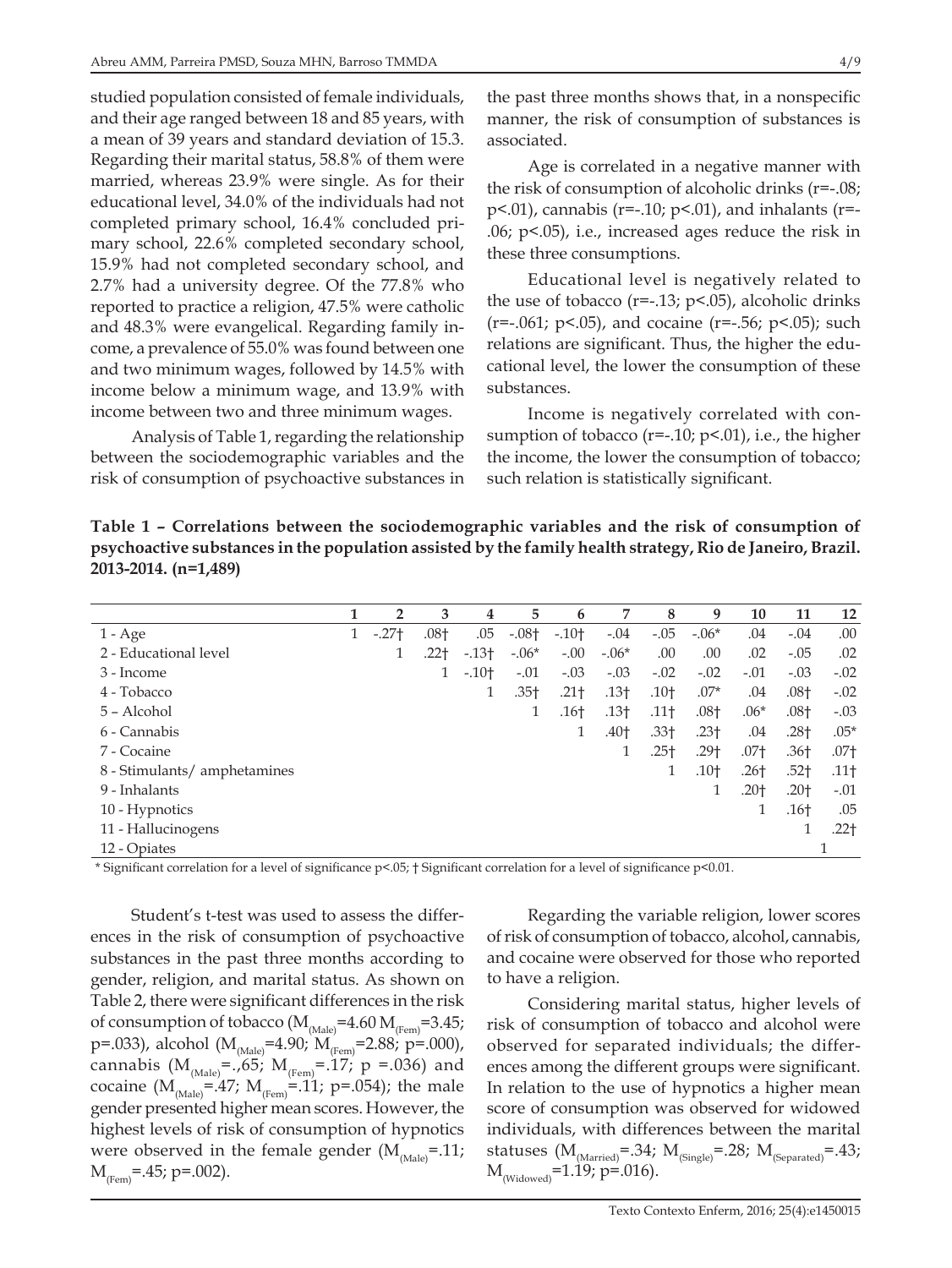studied population consisted of female individuals, and their age ranged between 18 and 85 years, with a mean of 39 years and standard deviation of 15.3. Regarding their marital status, 58.8% of them were married, whereas 23.9% were single. As for their educational level, 34.0% of the individuals had not completed primary school, 16.4% concluded primary school, 22.6% completed secondary school, 15.9% had not completed secondary school, and 2.7% had a university degree. Of the 77.8% who reported to practice a religion, 47.5% were catholic and 48.3% were evangelical. Regarding family income, a prevalence of 55.0% was found between one and two minimum wages, followed by 14.5% with income below a minimum wage, and 13.9% with income between two and three minimum wages.

Analysis of Table 1, regarding the relationship between the sociodemographic variables and the risk of consumption of psychoactive substances in the past three months shows that, in a nonspecific manner, the risk of consumption of substances is associated.

Age is correlated in a negative manner with the risk of consumption of alcoholic drinks (r=-.08; p<.01), cannabis (r=-.10; p<.01), and inhalants (r=-.06; p<.05), i.e., increased ages reduce the risk in these three consumptions.

Educational level is negatively related to the use of tobacco (r=-.13; p<.05), alcoholic drinks (r=-.061; p<.05), and cocaine (r=-.56; p<.05); such relations are significant. Thus, the higher the educational level, the lower the consumption of these substances.

Income is negatively correlated with consumption of tobacco (r=-.10; p<.01), i.e., the higher the income, the lower the consumption of tobacco; such relation is statistically significant.

**Table 1 – Correlations between the sociodemographic variables and the risk of consumption of psychoactive substances in the population assisted by the family health strategy, Rio de Janeiro, Brazil. 2013-2014. (n=1,489)**

| | 1 | 2 | 3 | 4 | 5 | 6 | 7 | 8 | 9 | 10 | 11 | 12 |
|---|---|---|---|---|---|---|---|---|---|---|---|---|
| 1 - Age | 1 | -.27† | .08† | .05 | -.08† | -.10† | -.04 | -.05 | -.06* | .04 | -.04 | .00 |
| 2 - Educational level | | 1 | .22† | -.13† | -.06* | -.00 | -.06* | .00 | .00 | .02 | -.05 | .02 |
| 3 - Income | | | 1 | -.10† | -.01 | -.03 | -.03 | -.02 | -.02 | -.01 | -.03 | -.02 |
| 4 - Tobacco | | | | 1 | .35† | .21† | .13† | .10† | .07* | .04 | .08† | -.02 |
| 5 – Alcohol | | | | | 1 | .16† | .13† | .11† | .08† | .06* | .08† | -.03 |
| 6 - Cannabis | | | | | | 1 | .40† | .33† | .23† | .04 | .28† | .05* |
| 7 - Cocaine | | | | | | | 1 | .25† | .29† | .07† | .36† | .07† |
| 8 - Stimulants/ amphetamines | | | | | | | | 1 | .10† | .26† | .52† | .11† |
| 9 - Inhalants | | | | | | | | | 1 | .20† | .20† | -.01 |
| 10 - Hypnotics | | | | | | | | | | 1 | .16† | .05 |
| 11 - Hallucinogens | | | | | | | | | | | 1 | .22† |
| 12 - Opiates | | | | | | | | | | | | 1 |

\* Significant correlation for a level of significance p<.05; † Significant correlation for a level of significance p<0.01.

Student's t-test was used to assess the differences in the risk of consumption of psychoactive substances in the past three months according to gender, religion, and marital status. As shown on Table 2, there were significant differences in the risk of consumption of tobacco ($M_{(Male)}$=4.60 $M_{(Fem)}$=3.45; p=.033), alcohol ($M_{(Male)}$=4.90; $M_{(Fem)}$=2.88; p=.000), cannabis ($M_{(Male)}$=.,65; $M_{(Fem)}$=.17; p =.036) and cocaine ($M_{(Male)}$=.47; $M_{(Fem)}$=.11; p=.054); the male gender presented higher mean scores. However, the highest levels of risk of consumption of hypnotics were observed in the female gender ($M_{(Male)}$=.11; $M_{(Fem)}$=.45; p=.002).

Regarding the variable religion, lower scores of risk of consumption of tobacco, alcohol, cannabis, and cocaine were observed for those who reported to have a religion.

Considering marital status, higher levels of risk of consumption of tobacco and alcohol were observed for separated individuals; the differences among the different groups were significant. In relation to the use of hypnotics a higher mean score of consumption was observed for widowed individuals, with differences between the marital statuses ($M_{(Married)}$=.34; $M_{(Single)}$=.28; $M_{(Separated)}$=.43; $M_{(Widowed)}$=1.19; p=.016).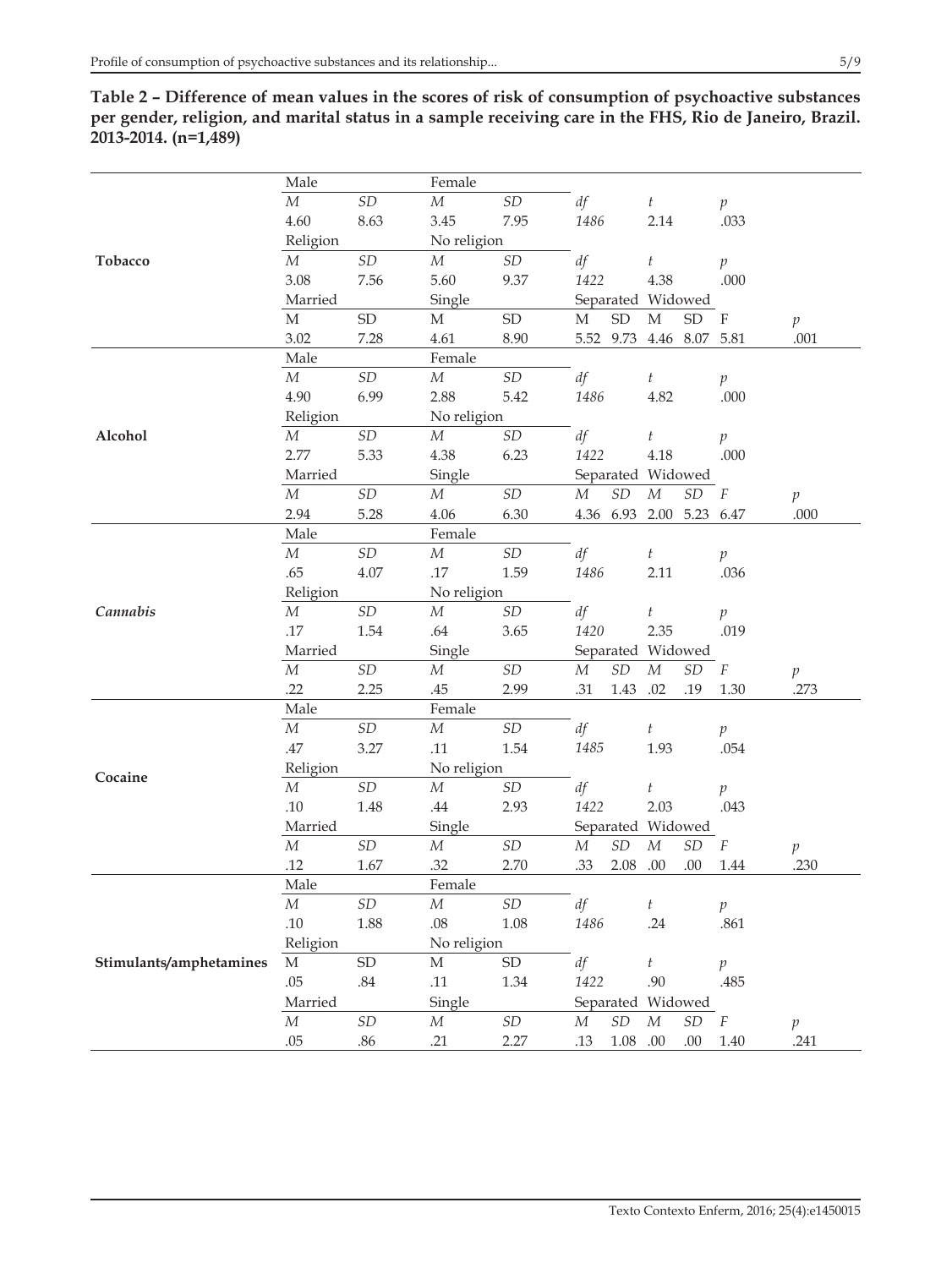**Table 2 – Difference of mean values in the scores of risk of consumption of psychoactive substances per gender, religion, and marital status in a sample receiving care in the FHS, Rio de Janeiro, Brazil. 2013-2014. (n=1,489)**

| | Male | | Female | | | | | | | |
|---|---|---|---|---|---|---|---|---|---|---|
| **Tobacco** | *M* | *SD* | *M* | *SD* | *df* | | *t* | | *p* | |
| | 4.60 | 8.63 | 3.45 | 7.95 | *1486* | | 2.14 | | .033 | |
| | Religion | | No religion | | | | | | | |
| | *M* | *SD* | *M* | *SD* | *df* | | *t* | | *p* | |
| | 3.08 | 7.56 | 5.60 | 9.37 | *1422* | | 4.38 | | .000 | |
| | Married | | Single | | Separated | | Widowed | | | |
| | M | SD | M | SD | M | SD | M | SD | F | *p* |
| | 3.02 | 7.28 | 4.61 | 8.90 | 5.52 | 9.73 | 4.46 | 8.07 | 5.81 | .001 |
| **Alcohol** | Male | | Female | | | | | | | |
| | *M* | *SD* | *M* | *SD* | *df* | | *t* | | *p* | |
| | 4.90 | 6.99 | 2.88 | 5.42 | *1486* | | 4.82 | | .000 | |
| | Religion | | No religion | | | | | | | |
| | *M* | *SD* | *M* | *SD* | *df* | | *t* | | *p* | |
| | 2.77 | 5.33 | 4.38 | 6.23 | *1422* | | 4.18 | | .000 | |
| | Married | | Single | | Separated | | Widowed | | | |
| | *M* | *SD* | *M* | *SD* | *M* | *SD* | *M* | *SD* | *F* | *p* |
| | 2.94 | 5.28 | 4.06 | 6.30 | 4.36 | 6.93 | 2.00 | 5.23 | 6.47 | .000 |
| ***Cannabis*** | Male | | Female | | | | | | | |
| | *M* | *SD* | *M* | *SD* | *df* | | *t* | | *p* | |
| | .65 | 4.07 | .17 | 1.59 | *1486* | | 2.11 | | .036 | |
| | Religion | | No religion | | | | | | | |
| | *M* | *SD* | *M* | *SD* | *df* | | *t* | | *p* | |
| | .17 | 1.54 | .64 | 3.65 | *1420* | | 2.35 | | .019 | |
| | Married | | Single | | Separated | | Widowed | | | |
| | *M* | *SD* | *M* | *SD* | *M* | *SD* | *M* | *SD* | *F* | *p* |
| | .22 | 2.25 | .45 | 2.99 | .31 | 1.43 | .02 | .19 | 1.30 | .273 |
| **Cocaine** | Male | | Female | | | | | | | |
| | *M* | *SD* | *M* | *SD* | *df* | | *t* | | *p* | |
| | .47 | 3.27 | .11 | 1.54 | *1485* | | 1.93 | | .054 | |
| | Religion | | No religion | | | | | | | |
| | *M* | *SD* | *M* | *SD* | *df* | | *t* | | *p* | |
| | .10 | 1.48 | .44 | 2.93 | *1422* | | 2.03 | | .043 | |
| | Married | | Single | | Separated | | Widowed | | | |
| | *M* | *SD* | *M* | *SD* | *M* | *SD* | *M* | *SD* | *F* | *p* |
| | .12 | 1.67 | .32 | 2.70 | .33 | 2.08 | .00 | .00 | 1.44 | .230 |
| **Stimulants/amphetamines** | Male | | Female | | | | | | | |
| | *M* | *SD* | *M* | *SD* | *df* | | *t* | | *p* | |
| | .10 | 1.88 | .08 | 1.08 | *1486* | | .24 | | .861 | |
| | Religion | | No religion | | | | | | | |
| | M | SD | M | SD | *df* | | *t* | | *p* | |
| | .05 | .84 | .11 | 1.34 | *1422* | | .90 | | .485 | |
| | Married | | Single | | Separated | | Widowed | | | |
| | *M* | *SD* | *M* | *SD* | *M* | *SD* | *M* | *SD* | *F* | *p* |
| | .05 | .86 | .21 | 2.27 | .13 | 1.08 | .00 | .00 | 1.40 | .241 |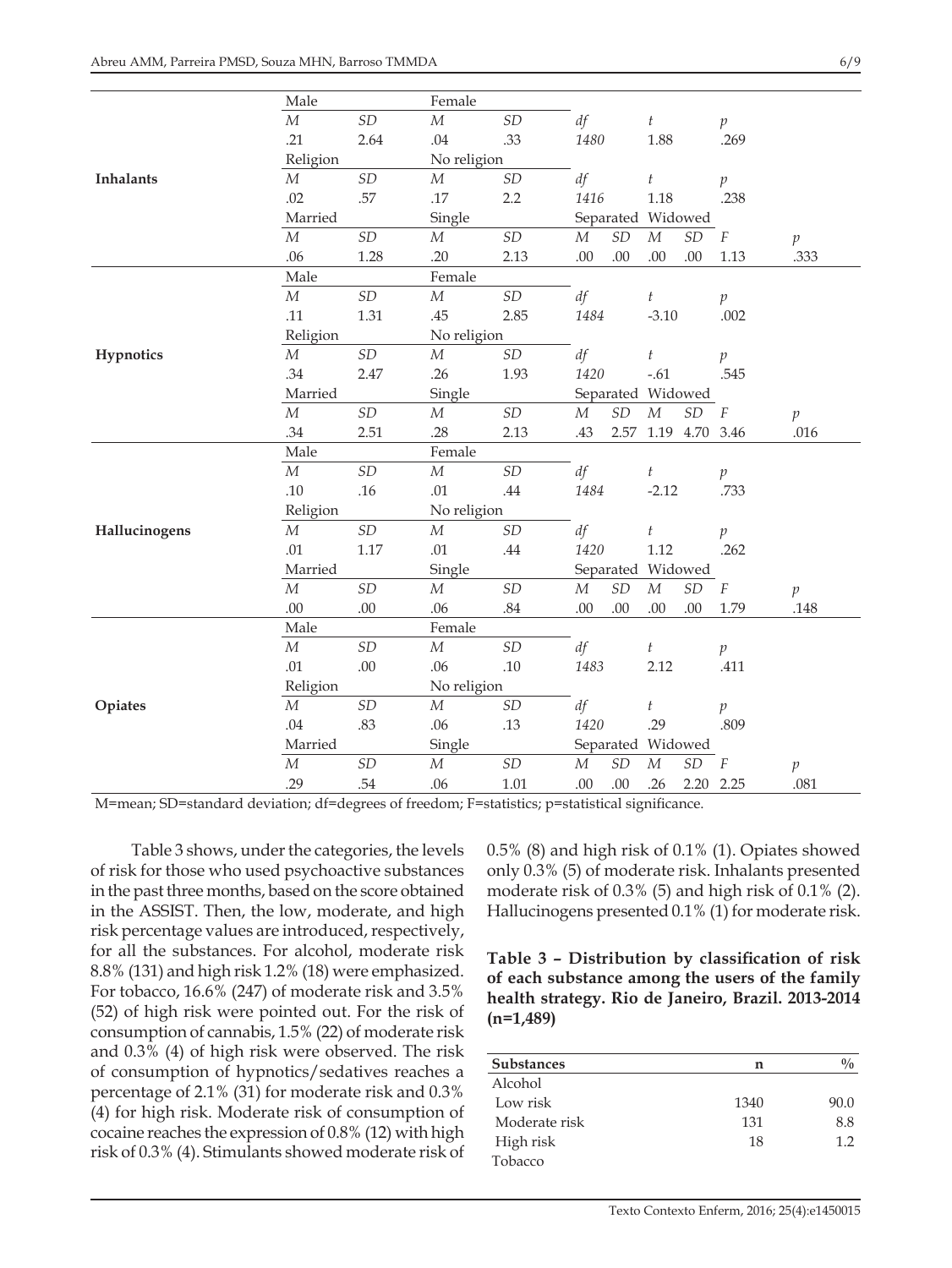| | Male | | Female | | | | | | | |
|---|---|---|---|---|---|---|---|---|---|---|
| | *M* | *SD* | *M* | *SD* | *df* | | *t* | | *p* | |
| | .21 | 2.64 | .04 | .33 | *1480* | | 1.88 | | .269 | |
| | Religion | | No religion | | | | | | | |
| **Inhalants** | *M* | *SD* | *M* | *SD* | *df* | | *t* | | *p* | |
| | .02 | .57 | .17 | 2.2 | *1416* | | 1.18 | | .238 | |
| | Married | | Single | | Separated | | Widowed | | | |
| | *M* | *SD* | *M* | *SD* | *M* | *SD* | *M* | *SD* | *F* | *p* |
| | .06 | 1.28 | .20 | 2.13 | .00 | .00 | .00 | .00 | 1.13 | .333 |
| | Male | | Female | | | | | | | |
| | *M* | *SD* | *M* | *SD* | *df* | | *t* | | *p* | |
| | .11 | 1.31 | .45 | 2.85 | *1484* | | -3.10 | | .002 | |
| | Religion | | No religion | | | | | | | |
| **Hypnotics** | *M* | *SD* | *M* | *SD* | *df* | | *t* | | *p* | |
| | .34 | 2.47 | .26 | 1.93 | *1420* | | -.61 | | .545 | |
| | Married | | Single | | Separated | | Widowed | | | |
| | *M* | *SD* | *M* | *SD* | *M* | *SD* | *M* | *SD* | *F* | *p* |
| | .34 | 2.51 | .28 | 2.13 | .43 | 2.57 | 1.19 | 4.70 | 3.46 | .016 |
| | Male | | Female | | | | | | | |
| | *M* | *SD* | *M* | *SD* | *df* | | *t* | | *p* | |
| | .10 | .16 | .01 | .44 | *1484* | | -2.12 | | .733 | |
| | Religion | | No religion | | | | | | | |
| **Hallucinogens** | *M* | *SD* | *M* | *SD* | *df* | | *t* | | *p* | |
| | .01 | 1.17 | .01 | .44 | *1420* | | 1.12 | | .262 | |
| | Married | | Single | | Separated | | Widowed | | | |
| | *M* | *SD* | *M* | *SD* | *M* | *SD* | *M* | *SD* | *F* | *p* |
| | .00 | .00 | .06 | .84 | .00 | .00 | .00 | .00 | 1.79 | .148 |
| | Male | | Female | | | | | | | |
| | *M* | *SD* | *M* | *SD* | *df* | | *t* | | *p* | |
| | .01 | .00 | .06 | .10 | *1483* | | 2.12 | | .411 | |
| | Religion | | No religion | | | | | | | |
| **Opiates** | *M* | *SD* | *M* | *SD* | *df* | | *t* | | *p* | |
| | .04 | .83 | .06 | .13 | *1420* | | .29 | | .809 | |
| | Married | | Single | | Separated | | Widowed | | | |
| | *M* | *SD* | *M* | *SD* | *M* | *SD* | *M* | *SD* | *F* | *p* |
| | .29 | .54 | .06 | 1.01 | .00 | .00 | .26 | 2.20 | 2.25 | .081 |

M=mean; SD=standard deviation; df=degrees of freedom; F=statistics; p=statistical significance.

Table 3 shows, under the categories, the levels of risk for those who used psychoactive substances in the past three months, based on the score obtained in the ASSIST. Then, the low, moderate, and high risk percentage values are introduced, respectively, for all the substances. For alcohol, moderate risk 8.8% (131) and high risk 1.2% (18) were emphasized. For tobacco, 16.6% (247) of moderate risk and 3.5% (52) of high risk were pointed out. For the risk of consumption of cannabis, 1.5% (22) of moderate risk and 0.3% (4) of high risk were observed. The risk of consumption of hypnotics/sedatives reaches a percentage of 2.1% (31) for moderate risk and 0.3% (4) for high risk. Moderate risk of consumption of cocaine reaches the expression of 0.8% (12) with high risk of 0.3% (4). Stimulants showed moderate risk of 0.5% (8) and high risk of 0.1% (1). Opiates showed only 0.3% (5) of moderate risk. Inhalants presented moderate risk of 0.3% (5) and high risk of 0.1% (2). Hallucinogens presented 0.1% (1) for moderate risk.

**Table 3 – Distribution by classification of risk of each substance among the users of the family health strategy. Rio de Janeiro, Brazil. 2013-2014 (n=1,489)**

| Substances | n | % |
|---|---|---|
| Alcohol | | |
| Low risk | 1340 | 90.0 |
| Moderate risk | 131 | 8.8 |
| High risk | 18 | 1.2 |
| Tobacco | | |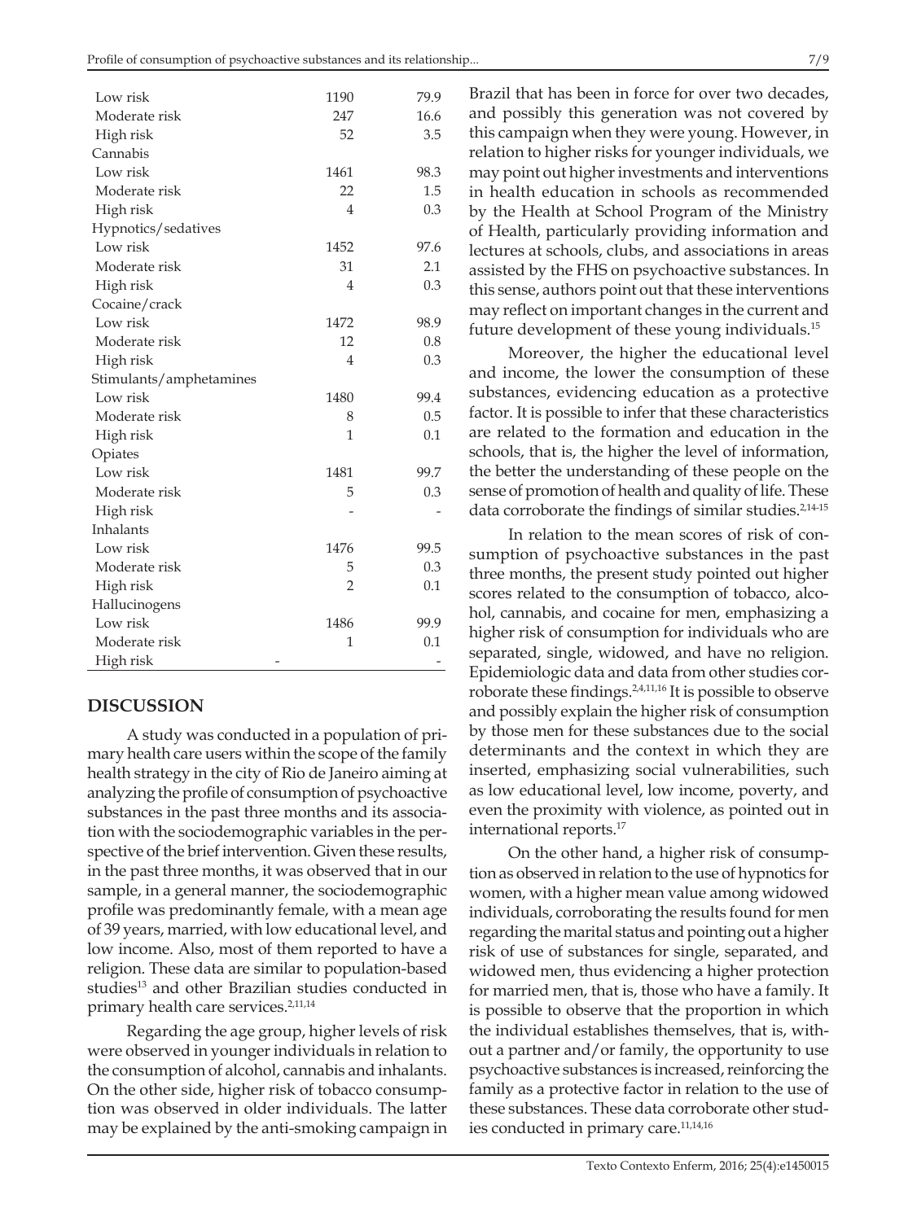| | | |
|---|---|---|
| Low risk | 1190 | 79.9 |
| Moderate risk | 247 | 16.6 |
| High risk | 52 | 3.5 |
| Cannabis | | |
| Low risk | 1461 | 98.3 |
| Moderate risk | 22 | 1.5 |
| High risk | 4 | 0.3 |
| Hypnotics/sedatives | | |
| Low risk | 1452 | 97.6 |
| Moderate risk | 31 | 2.1 |
| High risk | 4 | 0.3 |
| Cocaine/crack | | |
| Low risk | 1472 | 98.9 |
| Moderate risk | 12 | 0.8 |
| High risk | 4 | 0.3 |
| Stimulants/amphetamines | | |
| Low risk | 1480 | 99.4 |
| Moderate risk | 8 | 0.5 |
| High risk | 1 | 0.1 |
| Opiates | | |
| Low risk | 1481 | 99.7 |
| Moderate risk | 5 | 0.3 |
| High risk | - | - |
| Inhalants | | |
| Low risk | 1476 | 99.5 |
| Moderate risk | 5 | 0.3 |
| High risk | 2 | 0.1 |
| Hallucinogens | | |
| Low risk | 1486 | 99.9 |
| Moderate risk | 1 | 0.1 |
| High risk | - | - |

## DISCUSSION

A study was conducted in a population of primary health care users within the scope of the family health strategy in the city of Rio de Janeiro aiming at analyzing the profile of consumption of psychoactive substances in the past three months and its association with the sociodemographic variables in the perspective of the brief intervention. Given these results, in the past three months, it was observed that in our sample, in a general manner, the sociodemographic profile was predominantly female, with a mean age of 39 years, married, with low educational level, and low income. Also, most of them reported to have a religion. These data are similar to population-based studies[13] and other Brazilian studies conducted in primary health care services.[2,11,14]

Regarding the age group, higher levels of risk were observed in younger individuals in relation to the consumption of alcohol, cannabis and inhalants. On the other side, higher risk of tobacco consumption was observed in older individuals. The latter may be explained by the anti-smoking campaign in Brazil that has been in force for over two decades, and possibly this generation was not covered by this campaign when they were young. However, in relation to higher risks for younger individuals, we may point out higher investments and interventions in health education in schools as recommended by the Health at School Program of the Ministry of Health, particularly providing information and lectures at schools, clubs, and associations in areas assisted by the FHS on psychoactive substances. In this sense, authors point out that these interventions may reflect on important changes in the current and future development of these young individuals.[15]

Moreover, the higher the educational level and income, the lower the consumption of these substances, evidencing education as a protective factor. It is possible to infer that these characteristics are related to the formation and education in the schools, that is, the higher the level of information, the better the understanding of these people on the sense of promotion of health and quality of life. These data corroborate the findings of similar studies.[2,14-15]

In relation to the mean scores of risk of consumption of psychoactive substances in the past three months, the present study pointed out higher scores related to the consumption of tobacco, alcohol, cannabis, and cocaine for men, emphasizing a higher risk of consumption for individuals who are separated, single, widowed, and have no religion. Epidemiologic data and data from other studies corroborate these findings.[2,4,11,16] It is possible to observe and possibly explain the higher risk of consumption by those men for these substances due to the social determinants and the context in which they are inserted, emphasizing social vulnerabilities, such as low educational level, low income, poverty, and even the proximity with violence, as pointed out in international reports.[17]

On the other hand, a higher risk of consumption as observed in relation to the use of hypnotics for women, with a higher mean value among widowed individuals, corroborating the results found for men regarding the marital status and pointing out a higher risk of use of substances for single, separated, and widowed men, thus evidencing a higher protection for married men, that is, those who have a family. It is possible to observe that the proportion in which the individual establishes themselves, that is, without a partner and/or family, the opportunity to use psychoactive substances is increased, reinforcing the family as a protective factor in relation to the use of these substances. These data corroborate other studies conducted in primary care.[11,14,16]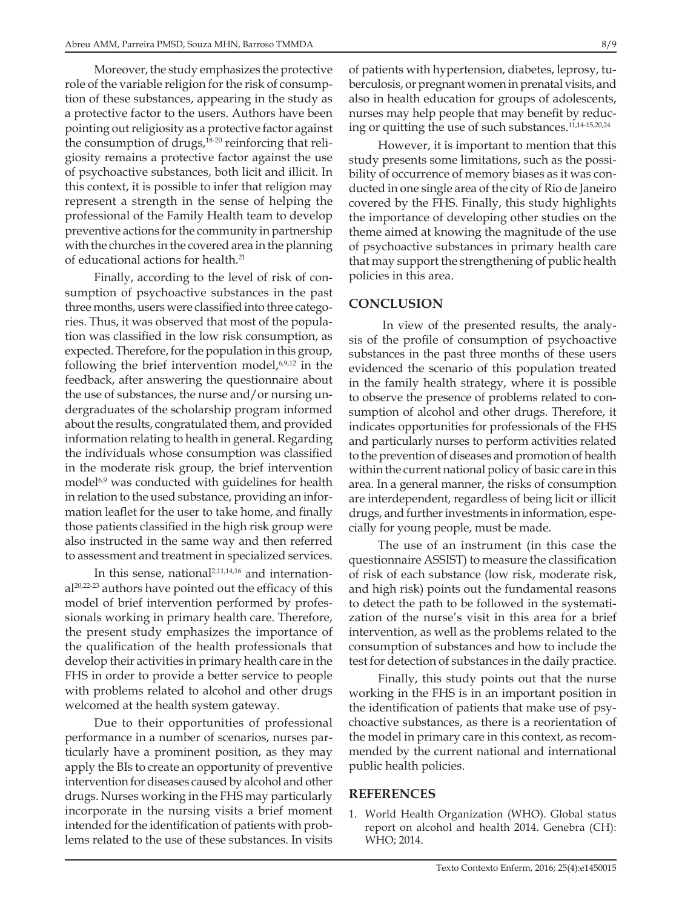Moreover, the study emphasizes the protective role of the variable religion for the risk of consumption of these substances, appearing in the study as a protective factor to the users. Authors have been pointing out religiosity as a protective factor against the consumption of drugs,[18-20] reinforcing that religiosity remains a protective factor against the use of psychoactive substances, both licit and illicit. In this context, it is possible to infer that religion may represent a strength in the sense of helping the professional of the Family Health team to develop preventive actions for the community in partnership with the churches in the covered area in the planning of educational actions for health.[21]

Finally, according to the level of risk of consumption of psychoactive substances in the past three months, users were classified into three categories. Thus, it was observed that most of the population was classified in the low risk consumption, as expected. Therefore, for the population in this group, following the brief intervention model,[6,9,12] in the feedback, after answering the questionnaire about the use of substances, the nurse and/or nursing undergraduates of the scholarship program informed about the results, congratulated them, and provided information relating to health in general. Regarding the individuals whose consumption was classified in the moderate risk group, the brief intervention model[6,9] was conducted with guidelines for health in relation to the used substance, providing an information leaflet for the user to take home, and finally those patients classified in the high risk group were also instructed in the same way and then referred to assessment and treatment in specialized services.

In this sense, national[2,11,14,16] and international[20,22-23] authors have pointed out the efficacy of this model of brief intervention performed by professionals working in primary health care. Therefore, the present study emphasizes the importance of the qualification of the health professionals that develop their activities in primary health care in the FHS in order to provide a better service to people with problems related to alcohol and other drugs welcomed at the health system gateway.

Due to their opportunities of professional performance in a number of scenarios, nurses particularly have a prominent position, as they may apply the BIs to create an opportunity of preventive intervention for diseases caused by alcohol and other drugs. Nurses working in the FHS may particularly incorporate in the nursing visits a brief moment intended for the identification of patients with problems related to the use of these substances. In visits of patients with hypertension, diabetes, leprosy, tuberculosis, or pregnant women in prenatal visits, and also in health education for groups of adolescents, nurses may help people that may benefit by reducing or quitting the use of such substances.[11,14-15,20,24]

However, it is important to mention that this study presents some limitations, such as the possibility of occurrence of memory biases as it was conducted in one single area of the city of Rio de Janeiro covered by the FHS. Finally, this study highlights the importance of developing other studies on the theme aimed at knowing the magnitude of the use of psychoactive substances in primary health care that may support the strengthening of public health policies in this area.

## CONCLUSION

In view of the presented results, the analysis of the profile of consumption of psychoactive substances in the past three months of these users evidenced the scenario of this population treated in the family health strategy, where it is possible to observe the presence of problems related to consumption of alcohol and other drugs. Therefore, it indicates opportunities for professionals of the FHS and particularly nurses to perform activities related to the prevention of diseases and promotion of health within the current national policy of basic care in this area. In a general manner, the risks of consumption are interdependent, regardless of being licit or illicit drugs, and further investments in information, especially for young people, must be made.

The use of an instrument (in this case the questionnaire ASSIST) to measure the classification of risk of each substance (low risk, moderate risk, and high risk) points out the fundamental reasons to detect the path to be followed in the systematization of the nurse's visit in this area for a brief intervention, as well as the problems related to the consumption of substances and how to include the test for detection of substances in the daily practice.

Finally, this study points out that the nurse working in the FHS is in an important position in the identification of patients that make use of psychoactive substances, as there is a reorientation of the model in primary care in this context, as recommended by the current national and international public health policies.

## REFERENCES

1. World Health Organization (WHO). Global status report on alcohol and health 2014. Genebra (CH): WHO; 2014.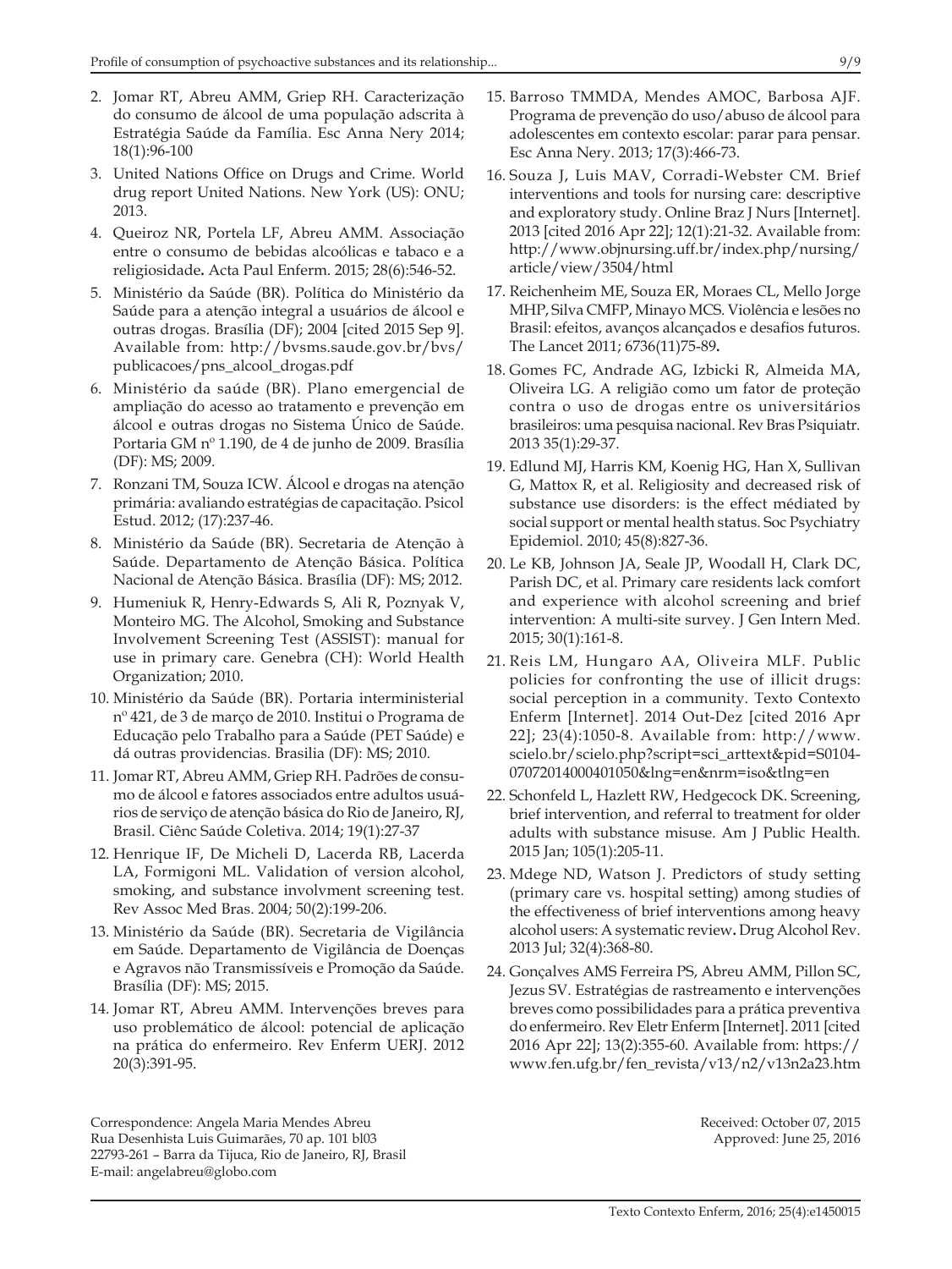2. Jomar RT, Abreu AMM, Griep RH. Caracterização do consumo de álcool de uma população adscrita à Estratégia Saúde da Família. Esc Anna Nery 2014; 18(1):96-100
3. United Nations Office on Drugs and Crime. World drug report United Nations. New York (US): ONU; 2013.
4. Queiroz NR, Portela LF, Abreu AMM. Associação entre o consumo de bebidas alcoólicas e tabaco e a religiosidade**.** Acta Paul Enferm. 2015; 28(6):546-52.
5. Ministério da Saúde (BR). Política do Ministério da Saúde para a atenção integral a usuários de álcool e outras drogas. Brasília (DF); 2004 [cited 2015 Sep 9]. Available from: http://bvsms.saude.gov.br/bvs/publicacoes/pns_alcool_drogas.pdf
6. Ministério da saúde (BR). Plano emergencial de ampliação do acesso ao tratamento e prevenção em álcool e outras drogas no Sistema Único de Saúde. Portaria GM nº 1.190, de 4 de junho de 2009. Brasília (DF): MS; 2009.
7. Ronzani TM, Souza ICW. Álcool e drogas na atenção primária: avaliando estratégias de capacitação. Psicol Estud. 2012; (17):237-46.
8. Ministério da Saúde (BR). Secretaria de Atenção à Saúde. Departamento de Atenção Básica. Política Nacional de Atenção Básica. Brasília (DF): MS; 2012.
9. Humeniuk R, Henry-Edwards S, Ali R, Poznyak V, Monteiro MG. The Alcohol, Smoking and Substance Involvement Screening Test (ASSIST): manual for use in primary care. Genebra (CH): World Health Organization; 2010.
10. Ministério da Saúde (BR). Portaria interministerial nº 421, de 3 de março de 2010. Institui o Programa de Educação pelo Trabalho para a Saúde (PET Saúde) e dá outras providencias. Brasilia (DF): MS; 2010.
11. Jomar RT, Abreu AMM, Griep RH. Padrões de consumo de álcool e fatores associados entre adultos usuários de serviço de atenção básica do Rio de Janeiro, RJ, Brasil. Ciênc Saúde Coletiva. 2014; 19(1):27-37
12. Henrique IF, De Micheli D, Lacerda RB, Lacerda LA, Formigoni ML. Validation of version alcohol, smoking, and substance involvment screening test. Rev Assoc Med Bras. 2004; 50(2):199-206.
13. Ministério da Saúde (BR). Secretaria de Vigilância em Saúde. Departamento de Vigilância de Doenças e Agravos não Transmissíveis e Promoção da Saúde. Brasília (DF): MS; 2015.
14. Jomar RT, Abreu AMM. Intervenções breves para uso problemático de álcool: potencial de aplicação na prática do enfermeiro. Rev Enferm UERJ. 2012 20(3):391-95.
15. Barroso TMMDA, Mendes AMOC, Barbosa AJF. Programa de prevenção do uso/abuso de álcool para adolescentes em contexto escolar: parar para pensar. Esc Anna Nery. 2013; 17(3):466-73.
16. Souza J, Luis MAV, Corradi-Webster CM. Brief interventions and tools for nursing care: descriptive and exploratory study. Online Braz J Nurs [Internet]. 2013 [cited 2016 Apr 22]; 12(1):21-32. Available from: http://www.objnursing.uff.br/index.php/nursing/article/view/3504/html
17. Reichenheim ME, Souza ER, Moraes CL, Mello Jorge MHP, Silva CMFP, Minayo MCS. Violência e lesões no Brasil: efeitos, avanços alcançados e desafios futuros. The Lancet 2011; 6736(11)75-89**.**
18. Gomes FC, Andrade AG, Izbicki R, Almeida MA, Oliveira LG. A religião como um fator de proteção contra o uso de drogas entre os universitários brasileiros: uma pesquisa nacional. Rev Bras Psiquiatr. 2013 35(1):29-37.
19. Edlund MJ, Harris KM, Koenig HG, Han X, Sullivan G, Mattox R, et al. Religiosity and decreased risk of substance use disorders: is the effect mèdiated by social support or mental health status. Soc Psychiatry Epidemiol. 2010; 45(8):827-36.
20. Le KB, Johnson JA, Seale JP, Woodall H, Clark DC, Parish DC, et al. Primary care residents lack comfort and experience with alcohol screening and brief intervention: A multi-site survey. J Gen Intern Med. 2015; 30(1):161-8.
21. Reis LM, Hungaro AA, Oliveira MLF. Public policies for confronting the use of illicit drugs: social perception in a community. Texto Contexto Enferm [Internet]. 2014 Out-Dez [cited 2016 Apr 22]; 23(4):1050-8. Available from: http://www.scielo.br/scielo.php?script=sci_arttext&pid=S0104-07072014000401050&lng=en&nrm=iso&tlng=en
22. Schonfeld L, Hazlett RW, Hedgecock DK. Screening, brief intervention, and referral to treatment for older adults with substance misuse. Am J Public Health. 2015 Jan; 105(1):205-11.
23. Mdege ND, Watson J. Predictors of study setting (primary care vs. hospital setting) among studies of the effectiveness of brief interventions among heavy alcohol users: A systematic review**.** Drug Alcohol Rev. 2013 Jul; 32(4):368-80.
24. Gonçalves AMS Ferreira PS, Abreu AMM, Pillon SC, Jezus SV. Estratégias de rastreamento e intervenções breves como possibilidades para a prática preventiva do enfermeiro. Rev Eletr Enferm [Internet]. 2011 [cited 2016 Apr 22]; 13(2):355-60. Available from: https://www.fen.ufg.br/fen_revista/v13/n2/v13n2a23.htm

Correspondence: Angela Maria Mendes Abreu
Rua Desenhista Luis Guimarães, 70 ap. 101 bl03
22793-261 – Barra da Tijuca, Rio de Janeiro, RJ, Brasil
E-mail: angelabreu@globo.com

Received: October 07, 2015
Approved: June 25, 2016